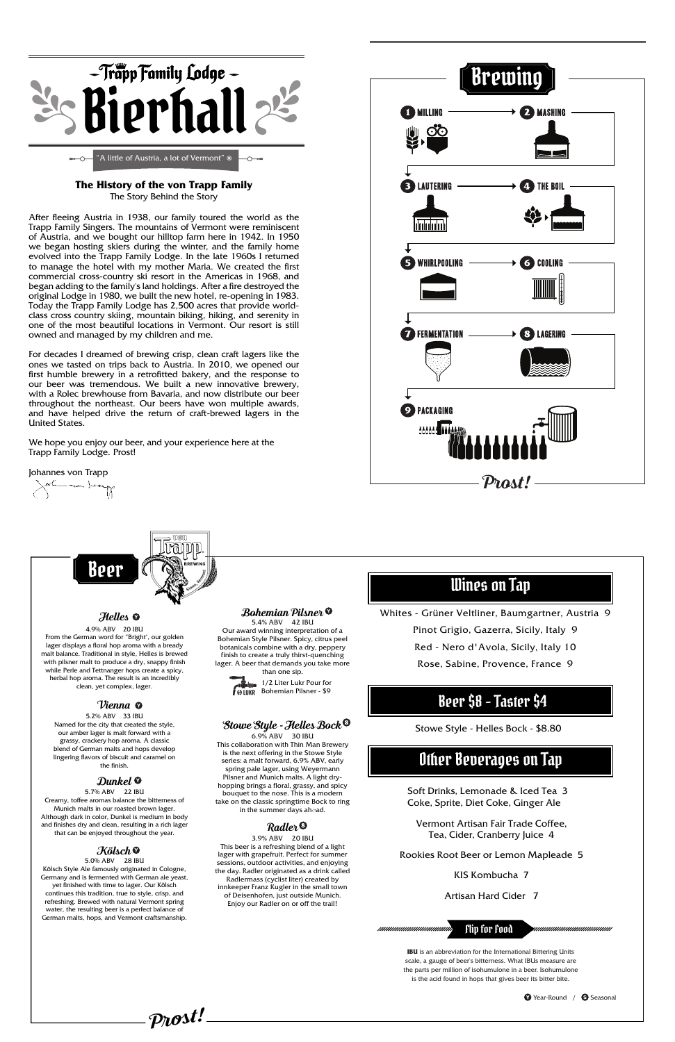# Trapp Family Lodge Bierhall

"A little of Austria, a lot of Vermont" ®

### The History of the von Trapp Family

The Story Behind the Story

After fleeing Austria in 1938, our family toured the world as the Trapp Family Singers. The mountains of Vermont were reminiscent of Austria, and we bought our hilltop farm here in 1942. In 1950 we began hosting skiers during the winter, and the family home evolved into the Trapp Family Lodge. In the late 1960s I returned to manage the hotel with my mother Maria. We created the first commercial cross-country ski resort in the Americas in 1968, and began adding to the family's land holdings. After a fire destroyed the original Lodge in 1980, we built the new hotel, re-opening in 1983. Today the Trapp Family Lodge has 2,500 acres that provide world-class cross country skiing, mountain biking, hiking, and serenity in one of the most beautiful locations in Vermont. Our resort is still owned and managed by my children and me.

For decades I dreamed of brewing crisp, clean craft lagers like the ones we tasted on trips back to Austria. In 2010, we opened our first humble brewery in a retrofitted bakery, and the response to our beer was tremendous. We built a new innovative brewery, with a Rolec brewhouse from Bavaria, and now distribute our beer throughout the northeast. Our beers have won multiple awards, and have helped drive the return of craft-brewed lagers in the United States.

We hope you enjoy our beer, and your experience here at the Trapp Family Lodge. Prost!

Johannes von Trapp

## Brewing

1. Milling
2. Mashing
3. Lautering
4. The Boil
5. Whirlpooling
6. Cooling
7. Fermentation
8. Lagering
9. Packaging

Prost!

## Beer

### Helles (Y)

4.9% ABV 20 IBU

From the German word for "Bright", our golden lager displays a floral hop aroma with a bready malt balance. Traditional in style, Helles is brewed with pilsner malt to produce a dry, snappy finish while Perle and Tettnanger hops create a spicy, herbal hop aroma. The result is an incredibly clean, yet complex, lager.

### Vienna (Y)

5.2% ABV 33 IBU

Named for the city that created the style, our amber lager is malt forward with a grassy, crackery hop aroma. A classic blend of German malts and hops develop lingering flavors of biscuit and caramel on the finish.

### Dunkel (Y)

5.7% ABV 22 IBU

Creamy, toffee aromas balance the bitterness of Munich malts in our roasted brown lager. Although dark in color, Dunkel is medium in body and finishes dry and clean, resulting in a rich lager that can be enjoyed throughout the year.

### Kölsch (Y)

5.0% ABV 28 IBU

Kölsch Style Ale famously originated in Cologne, Germany and is fermented with German ale yeast, yet finished with time to lager. Our Kölsch continues this tradition, true to style, crisp, and refreshing. Brewed with natural Vermont spring water, the resulting beer is a perfect balance of German malts, hops, and Vermont craftsmanship.

### Bohemian Pilsner (Y)

5.4% ABV 42 IBU

Our award winning interpretation of a Bohemian Style Pilsner. Spicy, citrus peel botanicals combine with a dry, peppery finish to create a truly thirst-quenching lager. A beer that demands you take more than one sip.

1/2 Liter Lukr Pour for Bohemian Pilsner - $9

### Stowe Style - Helles Bock (S)

6.9% ABV 30 IBU

This collaboration with Thin Man Brewery is the next offering in the Stowe Style series: a malt forward, 6.9% ABV, early spring pale lager, using Weyermann Pilsner and Munich malts. A light dry-hopping brings a floral, grassy, and spicy bouquet to the nose. This is a modern take on the classic springtime Bock to ring in the summer days ahead.

### Radler (S)

3.9% ABV 20 IBU

This beer is a refreshing blend of a light lager with grapefruit. Perfect for summer sessions, outdoor activities, and enjoying the day. Radler originated as a drink called Radlermass (cyclist liter) created by innkeeper Franz Kugler in the small town of Deisenhofen, just outside Munich. Enjoy our Radler on or off the trail!

## Wines on Tap

Whites - Grüner Veltliner, Baumgartner, Austria 9

Pinot Grigio, Gazerra, Sicily, Italy 9

Red - Nero d'Avola, Sicily, Italy 10

Rose, Sabine, Provence, France 9

## Beer $8 - Taster $4

Stowe Style - Helles Bock - $8.80

## Other Beverages on Tap

Soft Drinks, Lemonade & Iced Tea 3
Coke, Sprite, Diet Coke, Ginger Ale

Vermont Artisan Fair Trade Coffee, Tea, Cider, Cranberry Juice 4

Rookies Root Beer or Lemon Mapleade 5

KIS Kombucha 7

Artisan Hard Cider 7

Flip for Food

**IBU** is an abbreviation for the International Bittering Units scale, a gauge of beer's bitterness. What IBUs measure are the parts per million of isohumulone in a beer. Isohumulone is the acid found in hops that gives beer its bitter bite.

(Y) Year-Round / (S) Seasonal

Prost!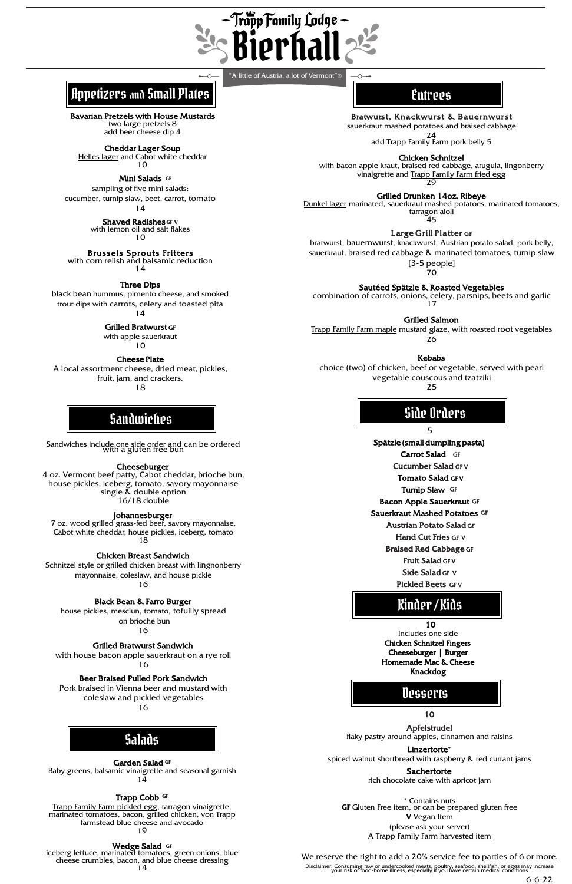# Trapp Family Lodge Bierhall

"A little of Austria, a lot of Vermont"®

## Appetizers and Small Plates

**Bavarian Pretzels with House Mustards**
two large pretzels 8
add beer cheese dip 4

**Cheddar Lager Soup**
Helles lager and Cabot white cheddar
10

**Mini Salads** GF
sampling of five mini salads:
cucumber, turnip slaw, beet, carrot, tomato
14

**Shaved Radishes** GF V
with lemon oil and salt flakes
10

**Brussels Sprouts Fritters**
with corn relish and balsamic reduction
14

**Three Dips**
black bean hummus, pimento cheese, and smoked trout dips with carrots, celery and toasted pita
14

**Grilled Bratwurst** GF
with apple sauerkraut
10

**Cheese Plate**
A local assortment cheese, dried meat, pickles, fruit, jam, and crackers.
18

## Sandwiches

Sandwiches include one side order and can be ordered with a gluten free bun

**Cheeseburger**
4 oz. Vermont beef patty, Cabot cheddar, brioche bun, house pickles, iceberg, tomato, savory mayonnaise single & double option
16/18 double

**Johannesburger**
7 oz. wood grilled grass-fed beef, savory mayonnaise, Cabot white cheddar, house pickles, iceberg, tomato
18

**Chicken Breast Sandwich**
Schnitzel style or grilled chicken breast with lingnonberry mayonnaise, coleslaw, and house pickle
16

**Black Bean & Farro Burger**
house pickles, mesclun, tomato, tofuilly spread on brioche bun
16

**Grilled Bratwurst Sandwich**
with house bacon apple sauerkraut on a rye roll
16

**Beer Braised Pulled Pork Sandwich**
Pork braised in Vienna beer and mustard with coleslaw and pickled vegetables
16

## Salads

**Garden Salad** GF
Baby greens, balsamic vinaigrette and seasonal garnish
14

**Trapp Cobb** GF
Trapp Family Farm pickled egg, tarragon vinaigrette, marinated tomatoes, bacon, grilled chicken, von Trapp farmstead blue cheese and avocado
19

**Wedge Salad** GF
iceberg lettuce, marinated tomatoes, green onions, blue cheese crumbles, bacon, and blue cheese dressing
14

## Entrees

**Bratwurst, Knackwurst & Bauernwurst**
sauerkraut mashed potatoes and braised cabbage
24
add Trapp Family Farm pork belly 5

**Chicken Schnitzel**
with bacon apple kraut, braised red cabbage, arugula, lingonberry vinaigrette and Trapp Family Farm fried egg
29

**Grilled Drunken 14oz. Ribeye**
Dunkel lager marinated, sauerkraut mashed potatoes, marinated tomatoes, tarragon aioli
45

**Large Grill Platter** GF
bratwurst, bauernwurst, knackwurst, Austrian potato salad, pork belly, sauerkraut, braised red cabbage & marinated tomatoes, turnip slaw
[3-5 people]
70

**Sautéed Spätzle & Roasted Vegetables**
combination of carrots, onions, celery, parsnips, beets and garlic
17

**Grilled Salmon**
Trapp Family Farm maple mustard glaze, with roasted root vegetables
26

**Kebabs**
choice (two) of chicken, beef or vegetable, served with pearl vegetable couscous and tzatziki
25

## Side Orders

5

**Spätzle (small dumpling pasta)**
**Carrot Salad** GF
**Cucumber Salad** GF V
**Tomato Salad** GF V
**Turnip Slaw** GF
**Bacon Apple Sauerkraut** GF
**Sauerkraut Mashed Potatoes** GF
**Austrian Potato Salad** GF
**Hand Cut Fries** GF V
**Braised Red Cabbage** GF
**Fruit Salad** GF V
**Side Salad** GF V
**Pickled Beets** GF V

## Kinder / Kids

**10**
Includes one side
**Chicken Schnitzel Fingers**
**Cheeseburger | Burger**
**Homemade Mac & Cheese**
**Knackdog**

## Desserts

**10**

**Apfelstrudel**
flaky pastry around apples, cinnamon and raisins

**Linzertorte***
spiced walnut shortbread with raspberry & red currant jams

**Sachertorte**
rich chocolate cake with apricot jam

* Contains nuts
**GF** Gluten Free item, or can be prepared gluten free
**V** Vegan Item
(please ask your server)
A Trapp Family Farm harvested item

We reserve the right to add a 20% service fee to parties of 6 or more.

Disclaimer: Consuming raw or undercooked meats, poultry, seafood, shellfish, or eggs may increase your risk of food-borne illness, especially if you have certain medical conditions

6-6-22